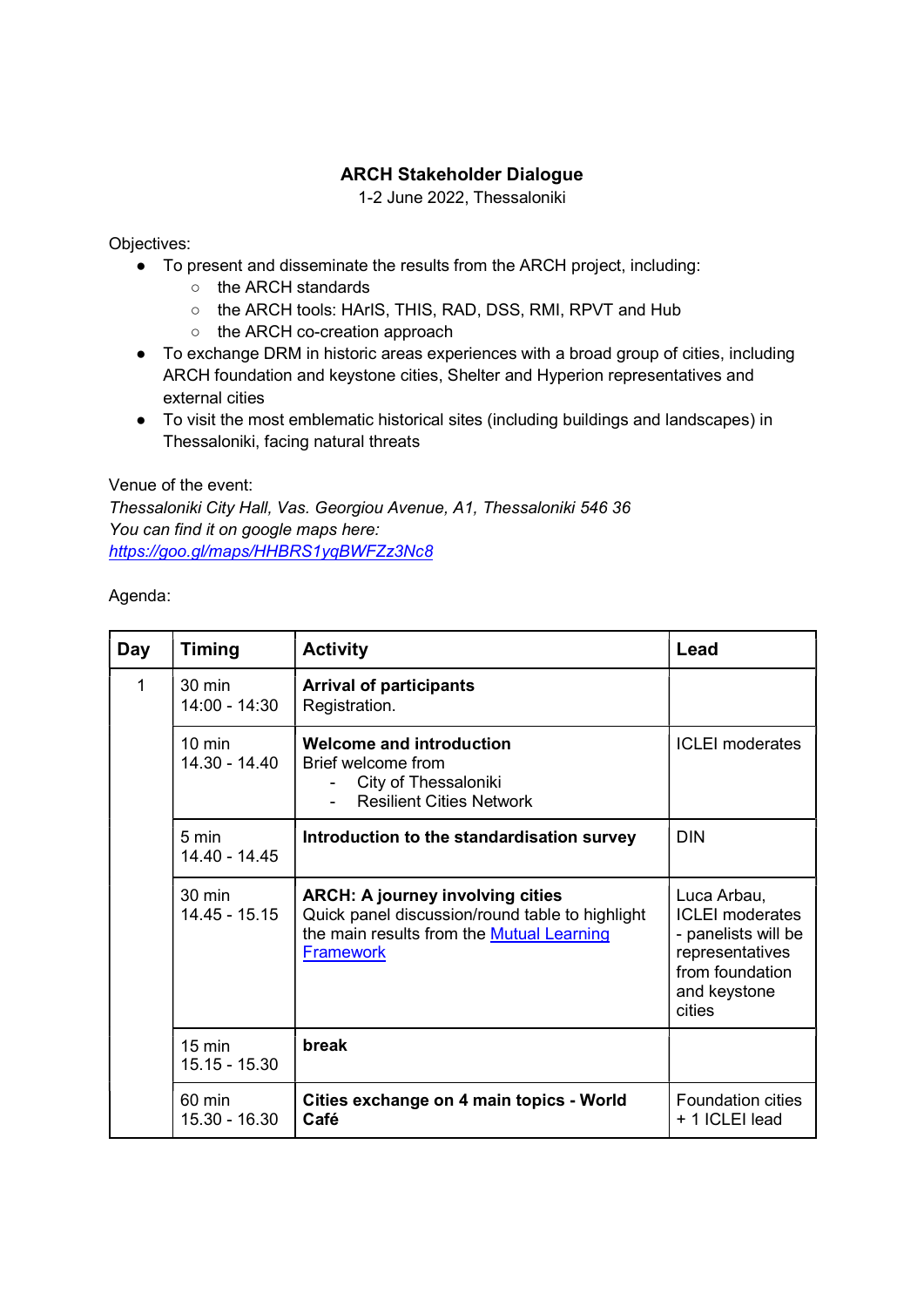# ARCH Stakeholder Dialogue

1-2 June 2022, Thessaloniki

Objectives:

- To present and disseminate the results from the ARCH project, including:
    - the ARCH standards
    - the ARCH tools: HArIS, THIS, RAD, DSS, RMI, RPVT and Hub
    - the ARCH co-creation approach
- To exchange DRM in historic areas experiences with a broad group of cities, including ARCH foundation and keystone cities, Shelter and Hyperion representatives and external cities
- To visit the most emblematic historical sites (including buildings and landscapes) in Thessaloniki, facing natural threats

Venue of the event:

*Thessaloniki City Hall, Vas. Georgiou Avenue, A1, Thessaloniki 546 36*
*You can find it on google maps here:*
*[https://goo.gl/maps/HHBRS1yqBWFZz3Nc8](https://goo.gl/maps/HHBRS1yqBWFZz3Nc8)*

Agenda:

| Day | Timing | Activity | Lead |
|---|---|---|---|
| 1 | 30 min<br>14:00 - 14:30 | **Arrival of participants**<br>Registration. | |
| | 10 min<br>14.30 - 14.40 | **Welcome and introduction**<br>Brief welcome from<br>- City of Thessaloniki<br>- Resilient Cities Network | ICLEI moderates |
| | 5 min<br>14.40 - 14.45 | **Introduction to the standardisation survey** | DIN |
| | 30 min<br>14.45 - 15.15 | **ARCH: A journey involving cities**<br>Quick panel discussion/round table to highlight the main results from the Mutual Learning Framework | Luca Arbau, ICLEI moderates - panelists will be representatives from foundation and keystone cities |
| | 15 min<br>15.15 - 15.30 | **break** | |
| | 60 min<br>15.30 - 16.30 | **Cities exchange on 4 main topics - World Café** | Foundation cities + 1 ICLEI lead |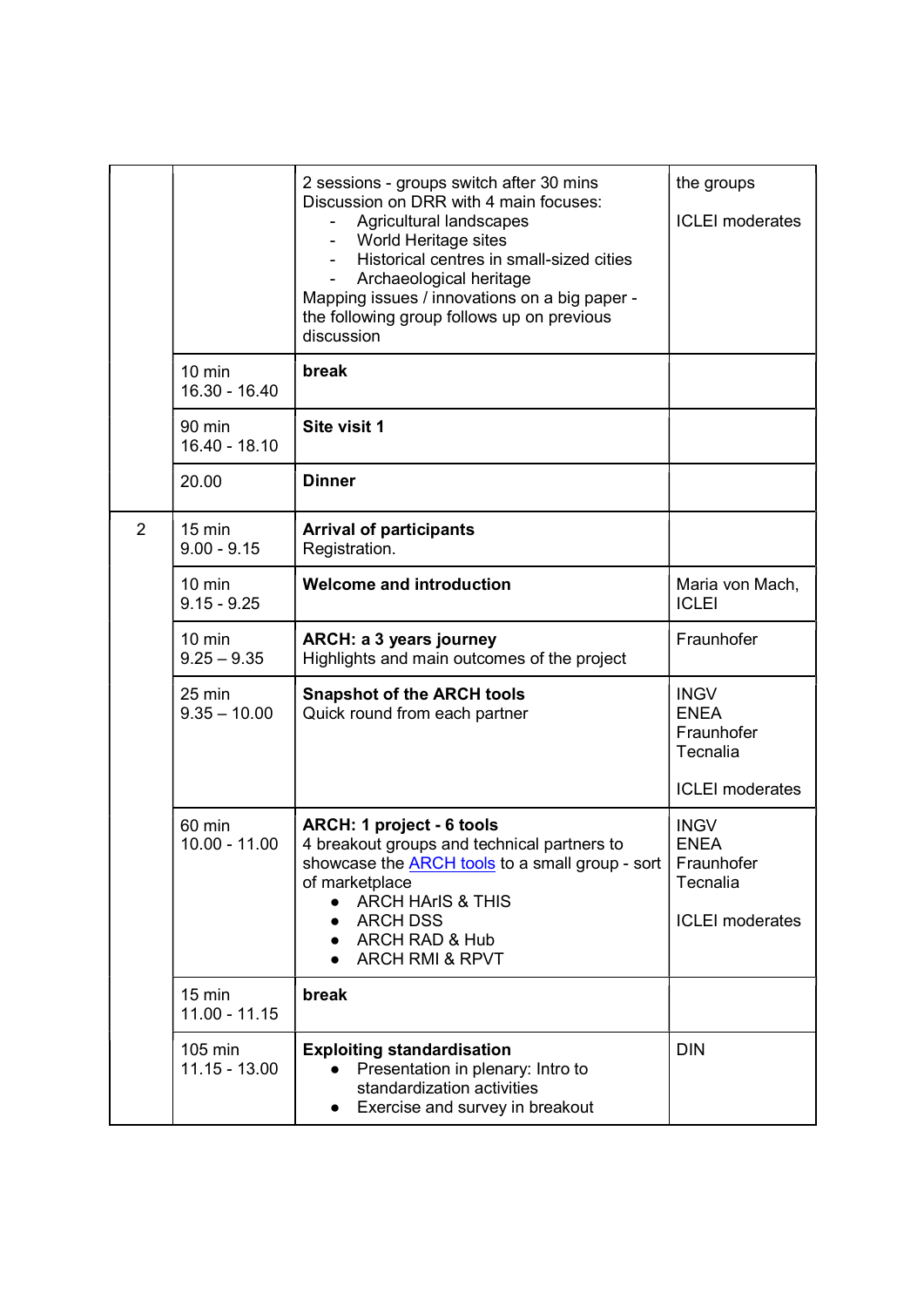| | | | |
|---|---|---|---|
| | | 2 sessions - groups switch after 30 mins<br>Discussion on DRR with 4 main focuses:<br>- Agricultural landscapes<br>- World Heritage sites<br>- Historical centres in small-sized cities<br>- Archaeological heritage<br>Mapping issues / innovations on a big paper - the following group follows up on previous discussion | the groups<br><br>ICLEI moderates |
| | 10 min<br>16.30 - 16.40 | **break** | |
| | 90 min<br>16.40 - 18.10 | **Site visit 1** | |
| | 20.00 | **Dinner** | |
| 2 | 15 min<br>9.00 - 9.15 | **Arrival of participants**<br>Registration. | |
| | 10 min<br>9.15 - 9.25 | **Welcome and introduction** | Maria von Mach, ICLEI |
| | 10 min<br>9.25 – 9.35 | **ARCH: a 3 years journey**<br>Highlights and main outcomes of the project | Fraunhofer |
| | 25 min<br>9.35 – 10.00 | **Snapshot of the ARCH tools**<br>Quick round from each partner | INGV<br>ENEA<br>Fraunhofer<br>Tecnalia<br><br>ICLEI moderates |
| | 60 min<br>10.00 - 11.00 | **ARCH: 1 project - 6 tools**<br>4 breakout groups and technical partners to showcase the [ARCH tools]() to a small group - sort of marketplace<br>● ARCH HArIS & THIS<br>● ARCH DSS<br>● ARCH RAD & Hub<br>● ARCH RMI & RPVT | INGV<br>ENEA<br>Fraunhofer<br>Tecnalia<br><br>ICLEI moderates |
| | 15 min<br>11.00 - 11.15 | **break** | |
| | 105 min<br>11.15 - 13.00 | **Exploiting standardisation**<br>● Presentation in plenary: Intro to standardization activities<br>● Exercise and survey in breakout | DIN |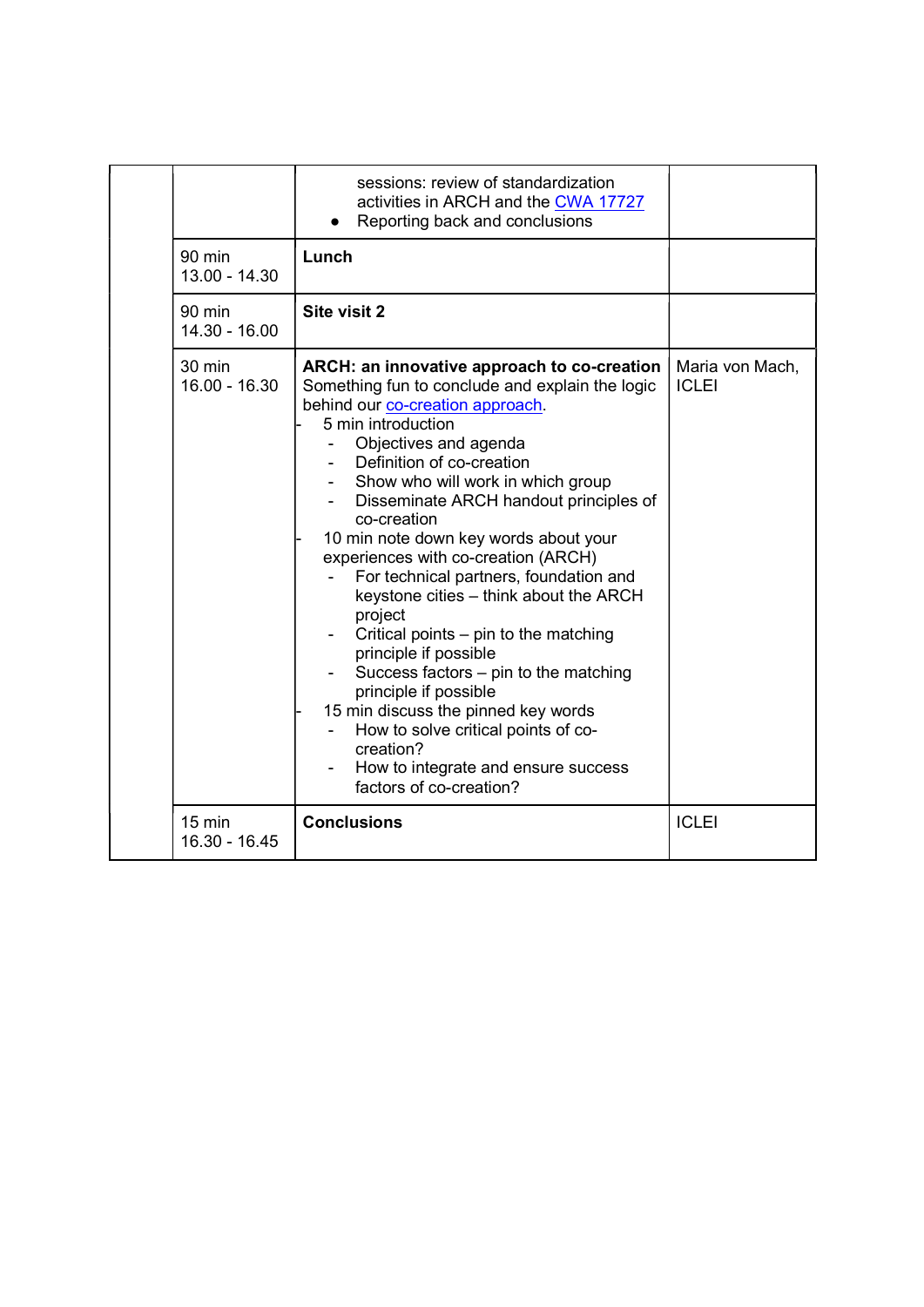|  |  |  |  |
|---|---|---|---|
|  |  | sessions: review of standardization activities in ARCH and the CWA 17727<br>● Reporting back and conclusions |  |
|  | 90 min<br>13.00 - 14.30 | **Lunch** |  |
|  | 90 min<br>14.30 - 16.00 | **Site visit 2** |  |
|  | 30 min<br>16.00 - 16.30 | **ARCH: an innovative approach to co-creation**<br>Something fun to conclude and explain the logic behind our co-creation approach.<br>- 5 min introduction<br>  - Objectives and agenda<br>  - Definition of co-creation<br>  - Show who will work in which group<br>  - Disseminate ARCH handout principles of co-creation<br>- 10 min note down key words about your experiences with co-creation (ARCH)<br>  - For technical partners, foundation and keystone cities – think about the ARCH project<br>  - Critical points – pin to the matching principle if possible<br>  - Success factors – pin to the matching principle if possible<br>- 15 min discuss the pinned key words<br>  - How to solve critical points of co-creation?<br>  - How to integrate and ensure success factors of co-creation? | Maria von Mach, ICLEI |
|  | 15 min<br>16.30 - 16.45 | **Conclusions** | ICLEI |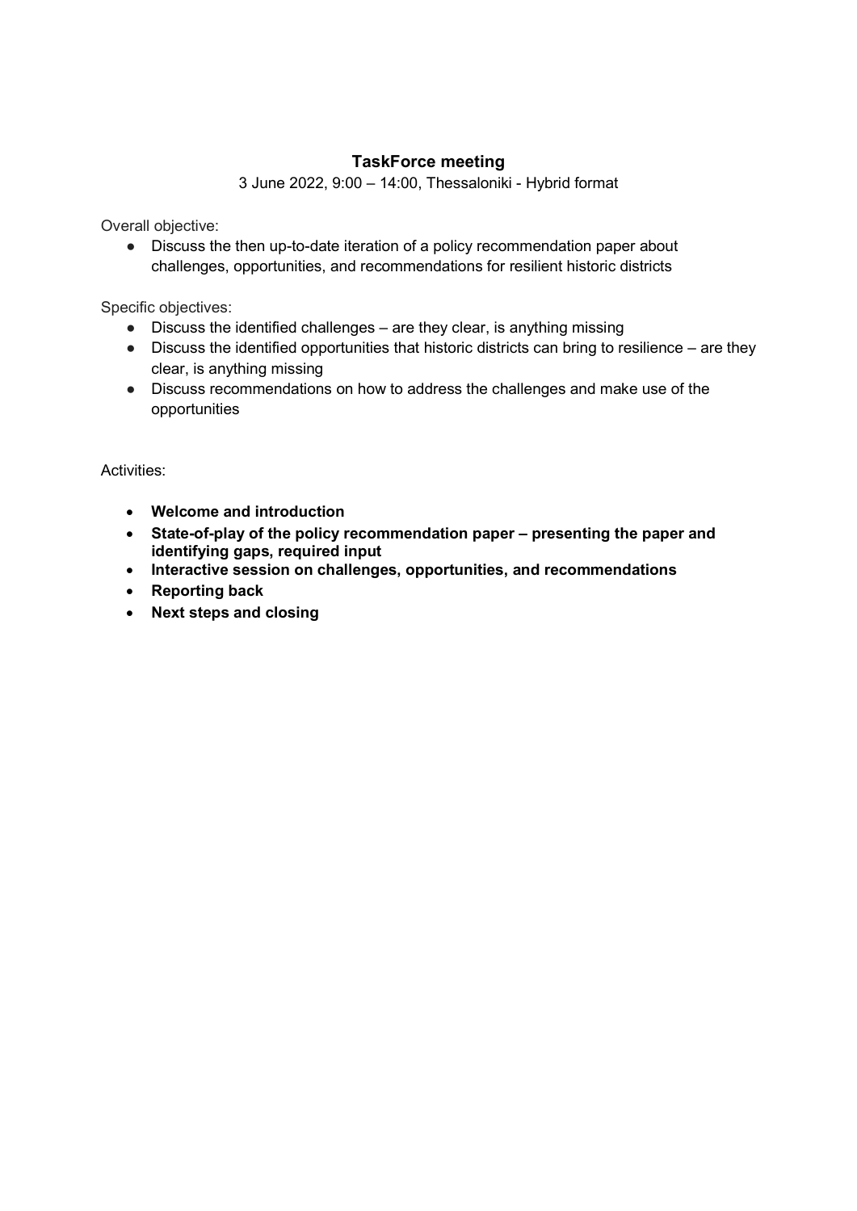## TaskForce meeting

3 June 2022, 9:00 – 14:00, Thessaloniki - Hybrid format

Overall objective:

- Discuss the then up-to-date iteration of a policy recommendation paper about challenges, opportunities, and recommendations for resilient historic districts

Specific objectives:

- Discuss the identified challenges – are they clear, is anything missing
- Discuss the identified opportunities that historic districts can bring to resilience – are they clear, is anything missing
- Discuss recommendations on how to address the challenges and make use of the opportunities

Activities:

- **Welcome and introduction**
- **State-of-play of the policy recommendation paper – presenting the paper and identifying gaps, required input**
- **Interactive session on challenges, opportunities, and recommendations**
- **Reporting back**
- **Next steps and closing**